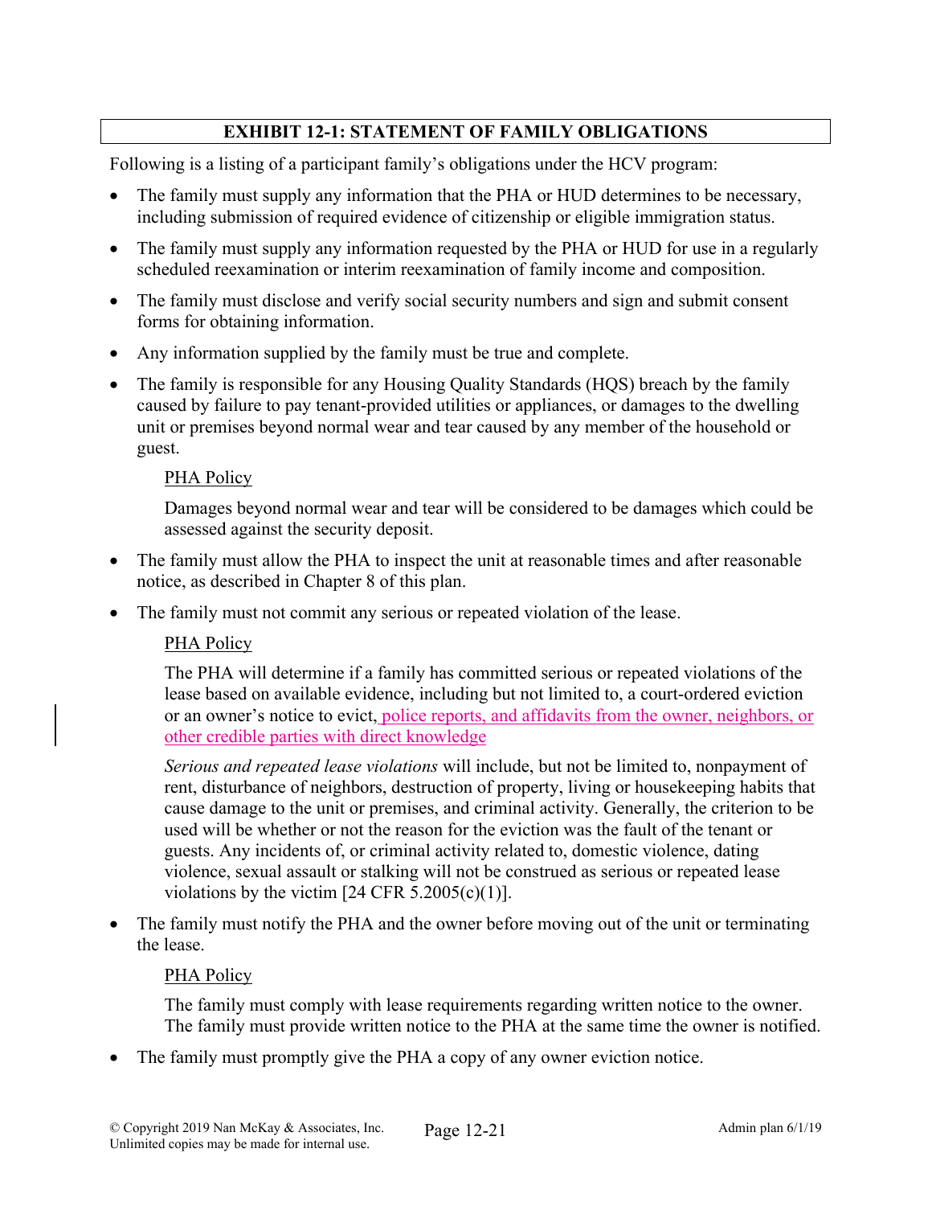## EXHIBIT 12-1: STATEMENT OF FAMILY OBLIGATIONS

Following is a listing of a participant family's obligations under the HCV program:

- The family must supply any information that the PHA or HUD determines to be necessary, including submission of required evidence of citizenship or eligible immigration status.
- The family must supply any information requested by the PHA or HUD for use in a regularly scheduled reexamination or interim reexamination of family income and composition.
- The family must disclose and verify social security numbers and sign and submit consent forms for obtaining information.
- Any information supplied by the family must be true and complete.
- The family is responsible for any Housing Quality Standards (HQS) breach by the family caused by failure to pay tenant-provided utilities or appliances, or damages to the dwelling unit or premises beyond normal wear and tear caused by any member of the household or guest.

  PHA Policy

  Damages beyond normal wear and tear will be considered to be damages which could be assessed against the security deposit.

- The family must allow the PHA to inspect the unit at reasonable times and after reasonable notice, as described in Chapter 8 of this plan.
- The family must not commit any serious or repeated violation of the lease.

  PHA Policy

  The PHA will determine if a family has committed serious or repeated violations of the lease based on available evidence, including but not limited to, a court-ordered eviction or an owner's notice to evict, police reports, and affidavits from the owner, neighbors, or other credible parties with direct knowledge

  *Serious and repeated lease violations* will include, but not be limited to, nonpayment of rent, disturbance of neighbors, destruction of property, living or housekeeping habits that cause damage to the unit or premises, and criminal activity. Generally, the criterion to be used will be whether or not the reason for the eviction was the fault of the tenant or guests. Any incidents of, or criminal activity related to, domestic violence, dating violence, sexual assault or stalking will not be construed as serious or repeated lease violations by the victim [24 CFR 5.2005(c)(1)].

- The family must notify the PHA and the owner before moving out of the unit or terminating the lease.

  PHA Policy

  The family must comply with lease requirements regarding written notice to the owner. The family must provide written notice to the PHA at the same time the owner is notified.

- The family must promptly give the PHA a copy of any owner eviction notice.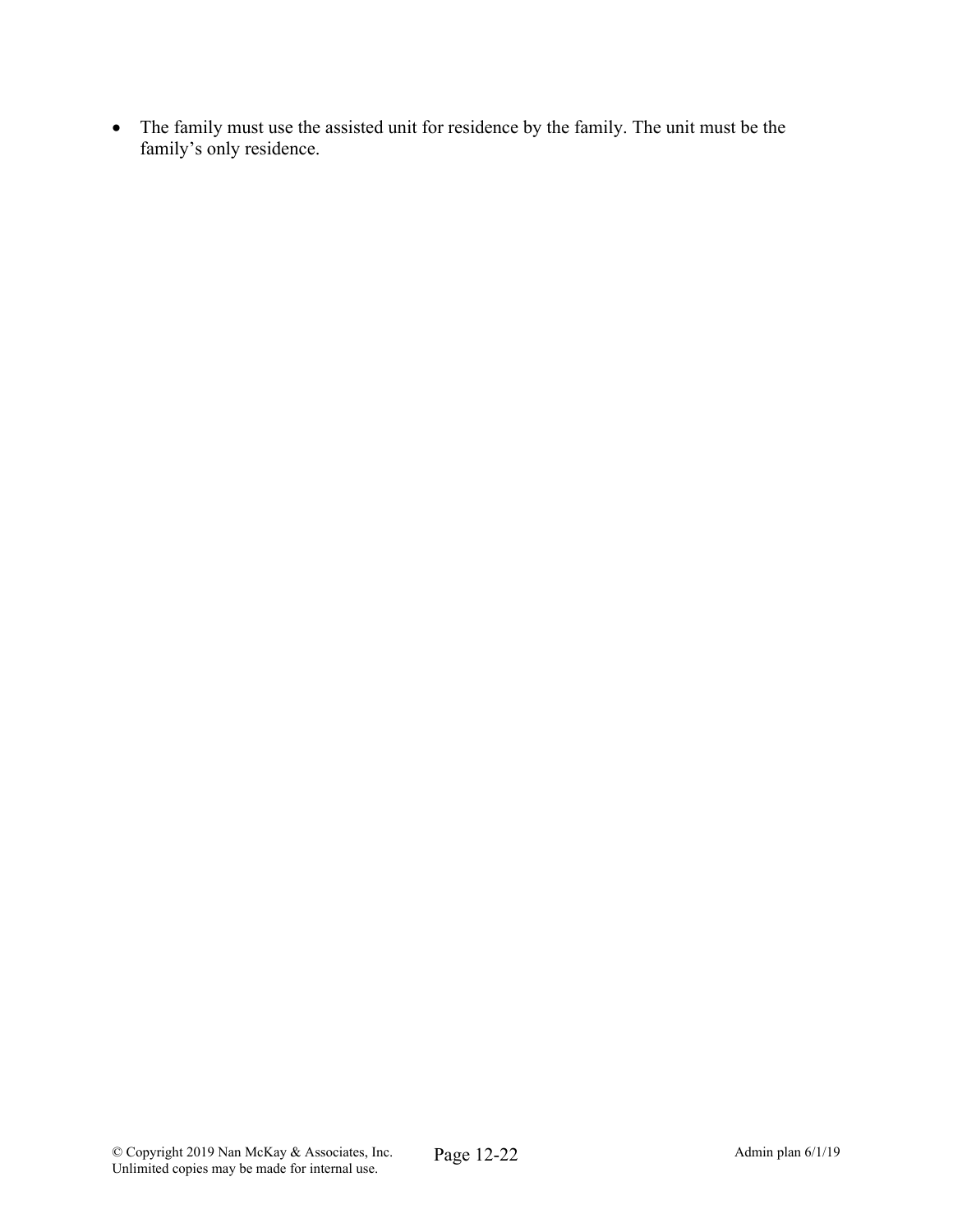- The family must use the assisted unit for residence by the family. The unit must be the family's only residence.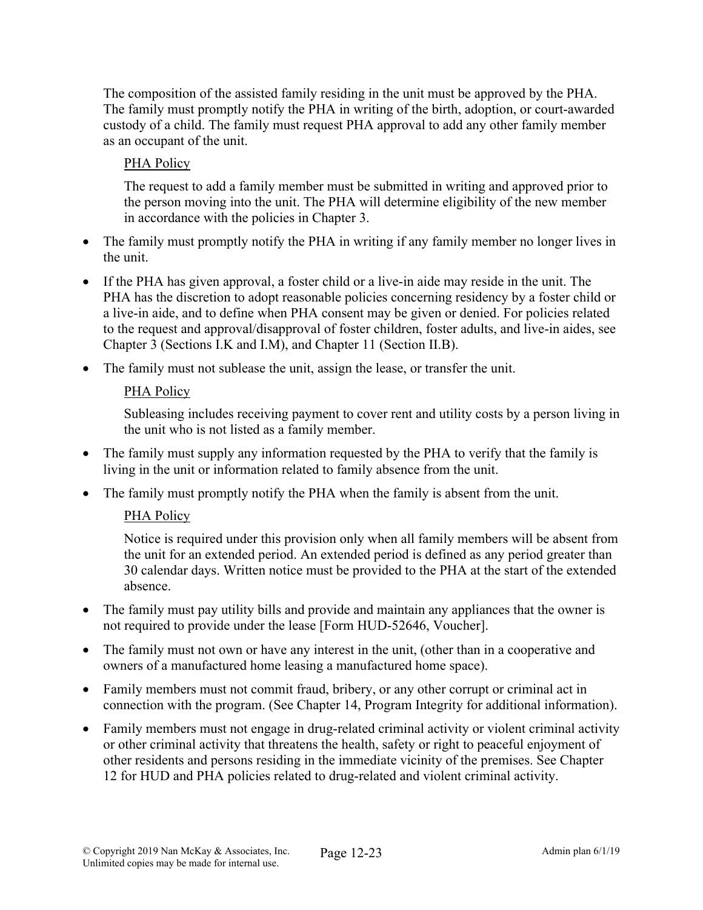The composition of the assisted family residing in the unit must be approved by the PHA. The family must promptly notify the PHA in writing of the birth, adoption, or court-awarded custody of a child. The family must request PHA approval to add any other family member as an occupant of the unit.

> <u>PHA Policy</u>
>
> The request to add a family member must be submitted in writing and approved prior to the person moving into the unit. The PHA will determine eligibility of the new member in accordance with the policies in Chapter 3.

- The family must promptly notify the PHA in writing if any family member no longer lives in the unit.
- If the PHA has given approval, a foster child or a live-in aide may reside in the unit. The PHA has the discretion to adopt reasonable policies concerning residency by a foster child or a live-in aide, and to define when PHA consent may be given or denied. For policies related to the request and approval/disapproval of foster children, foster adults, and live-in aides, see Chapter 3 (Sections I.K and I.M), and Chapter 11 (Section II.B).
- The family must not sublease the unit, assign the lease, or transfer the unit.

> <u>PHA Policy</u>
>
> Subleasing includes receiving payment to cover rent and utility costs by a person living in the unit who is not listed as a family member.

- The family must supply any information requested by the PHA to verify that the family is living in the unit or information related to family absence from the unit.
- The family must promptly notify the PHA when the family is absent from the unit.

> <u>PHA Policy</u>
>
> Notice is required under this provision only when all family members will be absent from the unit for an extended period. An extended period is defined as any period greater than 30 calendar days. Written notice must be provided to the PHA at the start of the extended absence.

- The family must pay utility bills and provide and maintain any appliances that the owner is not required to provide under the lease [Form HUD-52646, Voucher].
- The family must not own or have any interest in the unit, (other than in a cooperative and owners of a manufactured home leasing a manufactured home space).
- Family members must not commit fraud, bribery, or any other corrupt or criminal act in connection with the program. (See Chapter 14, Program Integrity for additional information).
- Family members must not engage in drug-related criminal activity or violent criminal activity or other criminal activity that threatens the health, safety or right to peaceful enjoyment of other residents and persons residing in the immediate vicinity of the premises. See Chapter 12 for HUD and PHA policies related to drug-related and violent criminal activity.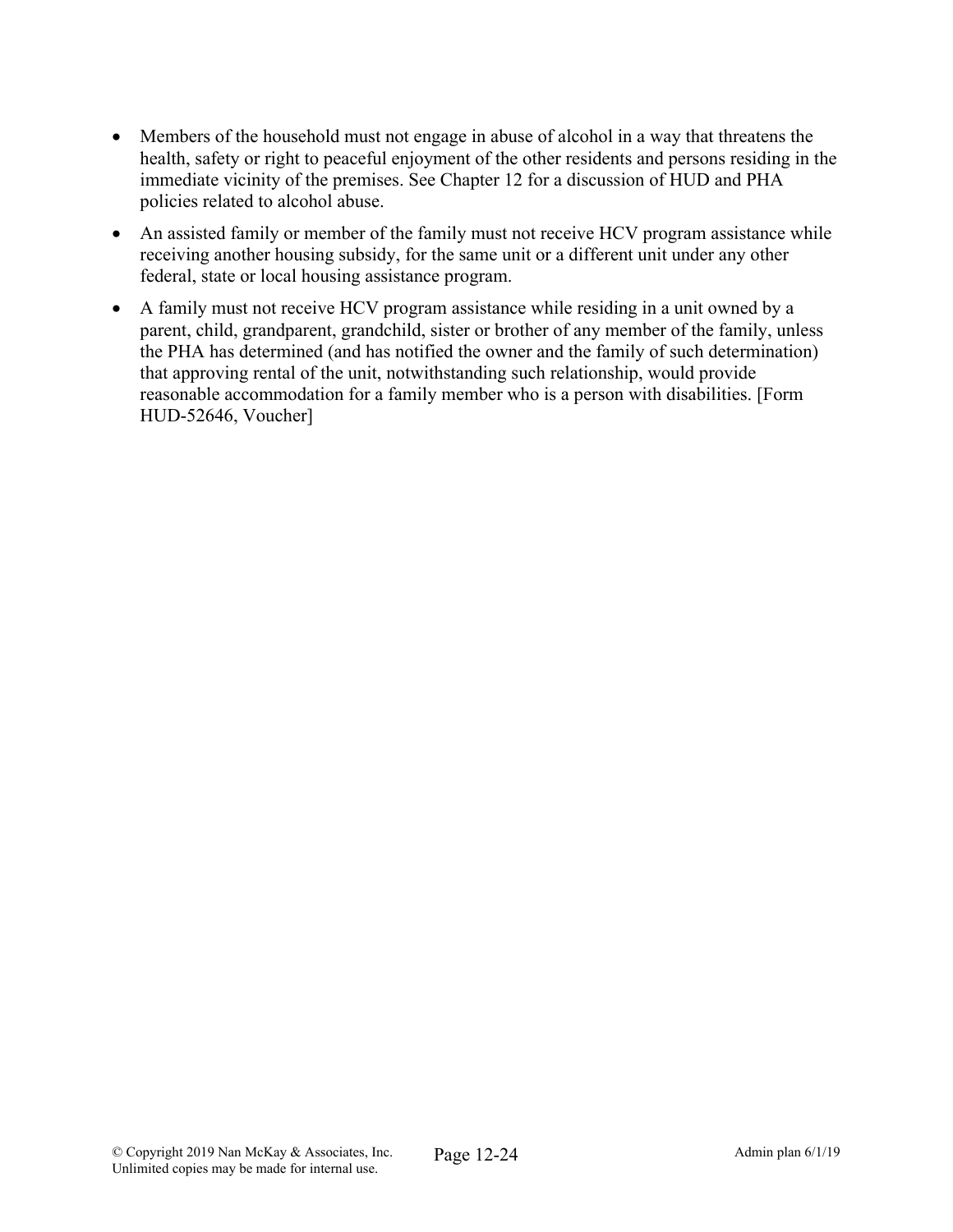- Members of the household must not engage in abuse of alcohol in a way that threatens the health, safety or right to peaceful enjoyment of the other residents and persons residing in the immediate vicinity of the premises. See Chapter 12 for a discussion of HUD and PHA policies related to alcohol abuse.
- An assisted family or member of the family must not receive HCV program assistance while receiving another housing subsidy, for the same unit or a different unit under any other federal, state or local housing assistance program.
- A family must not receive HCV program assistance while residing in a unit owned by a parent, child, grandparent, grandchild, sister or brother of any member of the family, unless the PHA has determined (and has notified the owner and the family of such determination) that approving rental of the unit, notwithstanding such relationship, would provide reasonable accommodation for a family member who is a person with disabilities. [Form HUD-52646, Voucher]